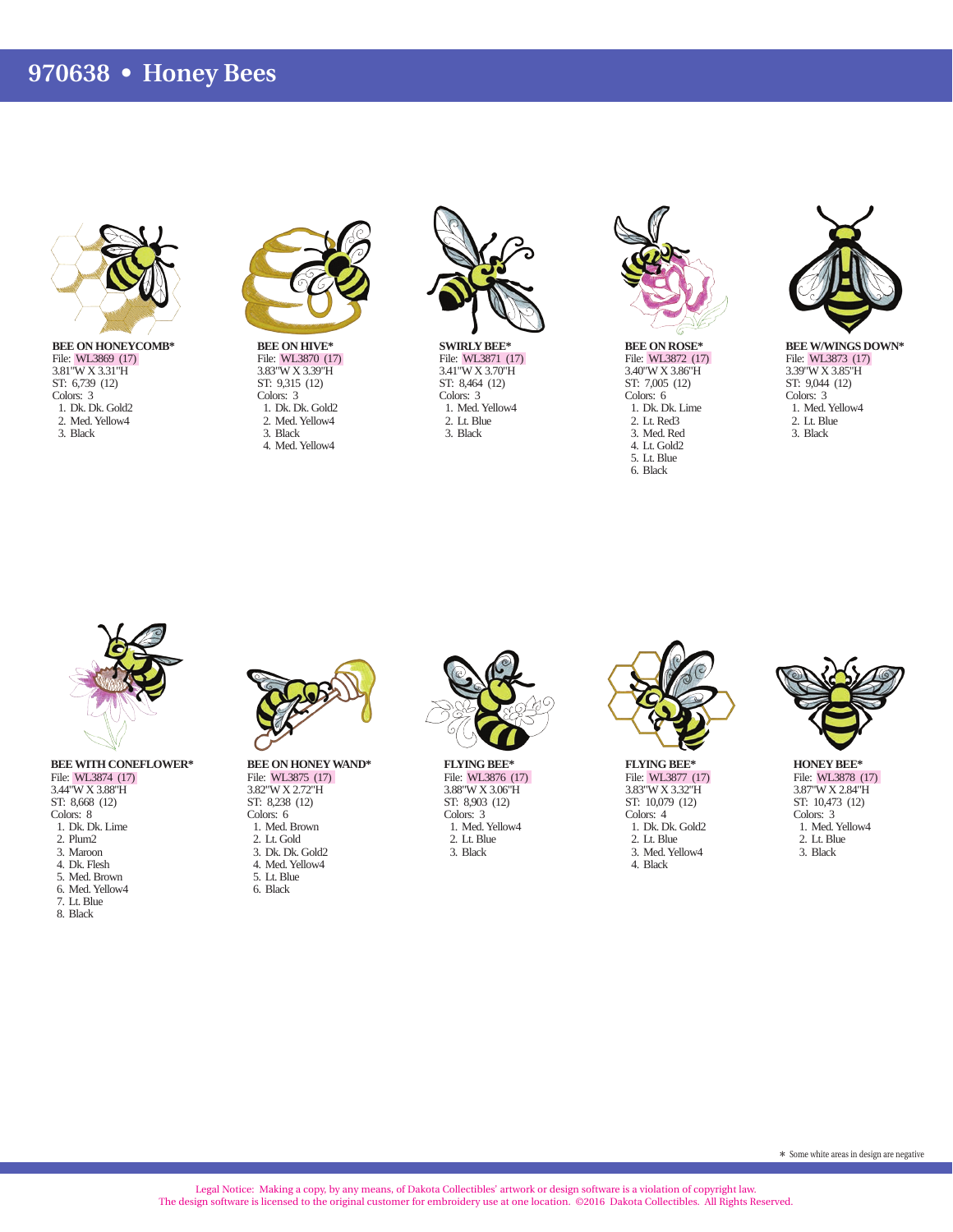# 970638 • Honey Bees

**BEE ON HONEYCOMB***
File: WL3869 (17)
3.81"W X 3.31"H
ST: 6,739 (12)
Colors: 3
1. Dk. Dk. Gold2
2. Med. Yellow4
3. Black

**BEE ON HIVE***
File: WL3870 (17)
3.83"W X 3.39"H
ST: 9,315 (12)
Colors: 3
1. Dk. Dk. Gold2
2. Med. Yellow4
3. Black
4. Med. Yellow4

**SWIRLY BEE***
File: WL3871 (17)
3.41"W X 3.70"H
ST: 8,464 (12)
Colors: 3
1. Med. Yellow4
2. Lt. Blue
3. Black

**BEE ON ROSE***
File: WL3872 (17)
3.40"W X 3.86"H
ST: 7,005 (12)
Colors: 6
1. Dk. Dk. Lime
2. Lt. Red3
3. Med. Red
4. Lt. Gold2
5. Lt. Blue
6. Black

**BEE W/WINGS DOWN***
File: WL3873 (17)
3.39"W X 3.85"H
ST: 9,044 (12)
Colors: 3
1. Med. Yellow4
2. Lt. Blue
3. Black

**BEE WITH CONEFLOWER***
File: WL3874 (17)
3.44"W X 3.88"H
ST: 8,668 (12)
Colors: 8
1. Dk. Dk. Lime
2. Plum2
3. Maroon
4. Dk. Flesh
5. Med. Brown
6. Med. Yellow4
7. Lt. Blue
8. Black

**BEE ON HONEY WAND***
File: WL3875 (17)
3.82"W X 2.72"H
ST: 8,238 (12)
Colors: 6
1. Med. Brown
2. Lt. Gold
3. Dk. Dk. Gold2
4. Med. Yellow4
5. Lt. Blue
6. Black

**FLYING BEE***
File: WL3876 (17)
3.88"W X 3.06"H
ST: 8,903 (12)
Colors: 3
1. Med. Yellow4
2. Lt. Blue
3. Black

**FLYING BEE***
File: WL3877 (17)
3.83"W X 3.32"H
ST: 10,079 (12)
Colors: 4
1. Dk. Dk. Gold2
2. Lt. Blue
3. Med. Yellow4
4. Black

**HONEY BEE***
File: WL3878 (17)
3.87"W X 2.84"H
ST: 10,473 (12)
Colors: 3
1. Med. Yellow4
2. Lt. Blue
3. Black

* Some white areas in design are negative

Legal Notice: Making a copy, by any means, of Dakota Collectibles' artwork or design software is a violation of copyright law.
The design software is licensed to the original customer for embroidery use at one location. ©2016 Dakota Collectibles. All Rights Reserved.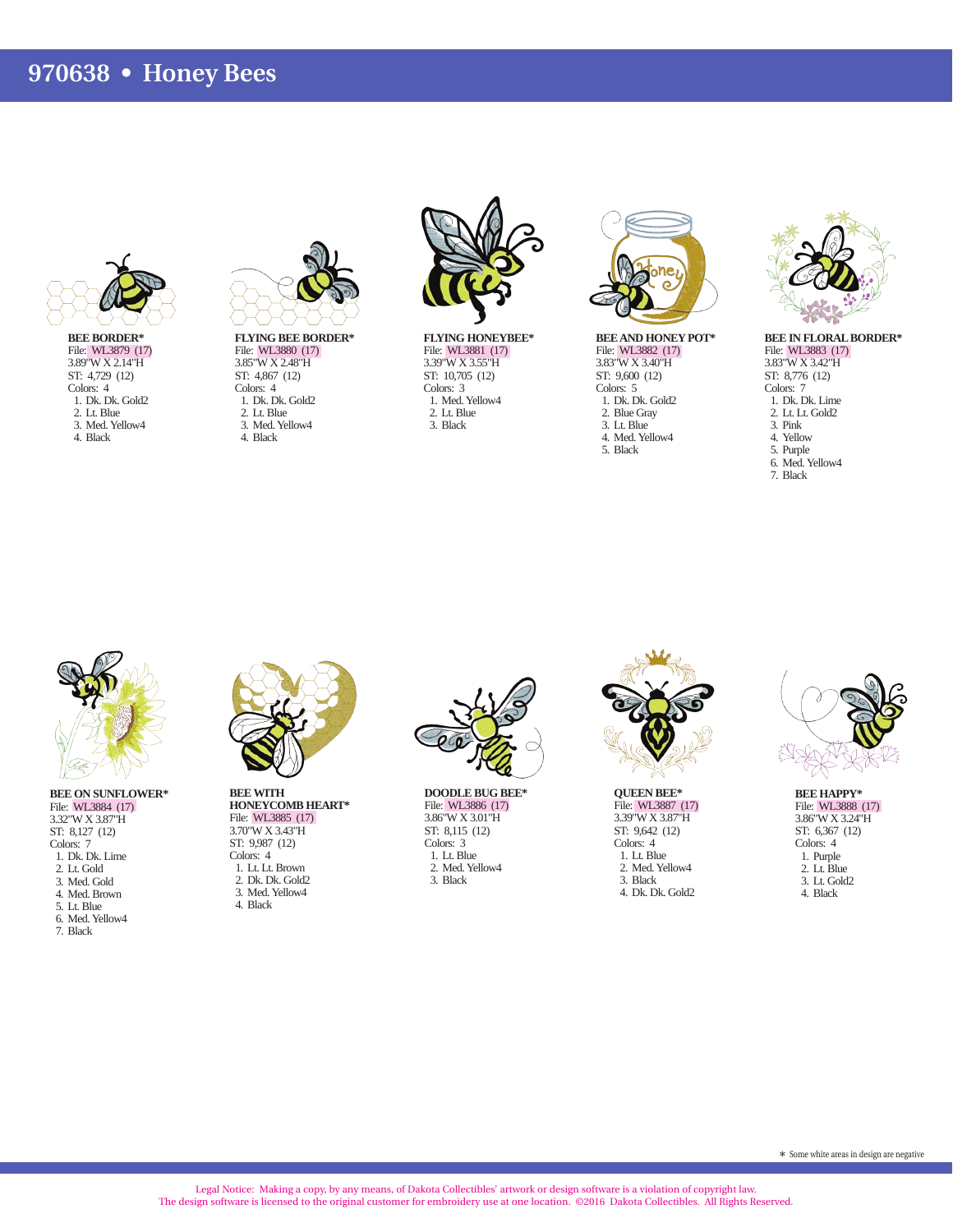# 970638 • Honey Bees

**BEE BORDER***
File: WL3879 (17)
3.89"W X 2.14"H
ST: 4,729 (12)
Colors: 4
1. Dk. Dk. Gold2
2. Lt. Blue
3. Med. Yellow4
4. Black

**FLYING BEE BORDER***
File: WL3880 (17)
3.85"W X 2.48"H
ST: 4,867 (12)
Colors: 4
1. Dk. Dk. Gold2
2. Lt. Blue
3. Med. Yellow4
4. Black

**FLYING HONEYBEE***
File: WL3881 (17)
3.39"W X 3.55"H
ST: 10,705 (12)
Colors: 3
1. Med. Yellow4
2. Lt. Blue
3. Black

**BEE AND HONEY POT***
File: WL3882 (17)
3.83"W X 3.40"H
ST: 9,600 (12)
Colors: 5
1. Dk. Dk. Gold2
2. Blue Gray
3. Lt. Blue
4. Med. Yellow4
5. Black

**BEE IN FLORAL BORDER***
File: WL3883 (17)
3.83"W X 3.42"H
ST: 8,776 (12)
Colors: 7
1. Dk. Dk. Lime
2. Lt. Lt. Gold2
3. Pink
4. Yellow
5. Purple
6. Med. Yellow4
7. Black

**BEE ON SUNFLOWER***
File: WL3884 (17)
3.32"W X 3.87"H
ST: 8,127 (12)
Colors: 7
1. Dk. Dk. Lime
2. Lt. Gold
3. Med. Gold
4. Med. Brown
5. Lt. Blue
6. Med. Yellow4
7. Black

**BEE WITH HONEYCOMB HEART***
File: WL3885 (17)
3.70"W X 3.43"H
ST: 9,987 (12)
Colors: 4
1. Lt. Lt. Brown
2. Dk. Dk. Gold2
3. Med. Yellow4
4. Black

**DOODLE BUG BEE***
File: WL3886 (17)
3.86"W X 3.01"H
ST: 8,115 (12)
Colors: 3
1. Lt. Blue
2. Med. Yellow4
3. Black

**QUEEN BEE***
File: WL3887 (17)
3.39"W X 3.87"H
ST: 9,642 (12)
Colors: 4
1. Lt. Blue
2. Med. Yellow4
3. Black
4. Dk. Dk. Gold2

**BEE HAPPY***
File: WL3888 (17)
3.86"W X 3.24"H
ST: 6,367 (12)
Colors: 4
1. Purple
2. Lt. Blue
3. Lt. Gold2
4. Black

* Some white areas in design are negative

Legal Notice: Making a copy, by any means, of Dakota Collectibles' artwork or design software is a violation of copyright law.
The design software is licensed to the original customer for embroidery use at one location. ©2016 Dakota Collectibles. All Rights Reserved.